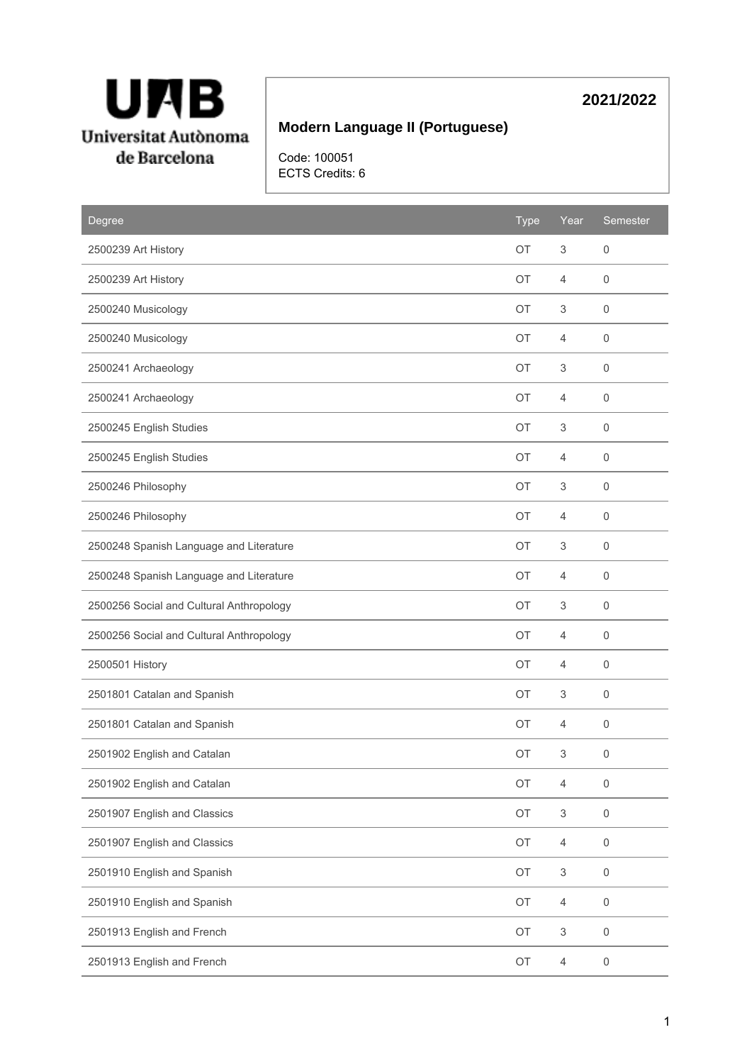UAB Universitat Autònoma de Barcelona

**2021/2022**

## Modern Language II (Portuguese)

Code: 100051
ECTS Credits: 6

| Degree | Type | Year | Semester |
|---|---|---|---|
| 2500239 Art History | OT | 3 | 0 |
| 2500239 Art History | OT | 4 | 0 |
| 2500240 Musicology | OT | 3 | 0 |
| 2500240 Musicology | OT | 4 | 0 |
| 2500241 Archaeology | OT | 3 | 0 |
| 2500241 Archaeology | OT | 4 | 0 |
| 2500245 English Studies | OT | 3 | 0 |
| 2500245 English Studies | OT | 4 | 0 |
| 2500246 Philosophy | OT | 3 | 0 |
| 2500246 Philosophy | OT | 4 | 0 |
| 2500248 Spanish Language and Literature | OT | 3 | 0 |
| 2500248 Spanish Language and Literature | OT | 4 | 0 |
| 2500256 Social and Cultural Anthropology | OT | 3 | 0 |
| 2500256 Social and Cultural Anthropology | OT | 4 | 0 |
| 2500501 History | OT | 4 | 0 |
| 2501801 Catalan and Spanish | OT | 3 | 0 |
| 2501801 Catalan and Spanish | OT | 4 | 0 |
| 2501902 English and Catalan | OT | 3 | 0 |
| 2501902 English and Catalan | OT | 4 | 0 |
| 2501907 English and Classics | OT | 3 | 0 |
| 2501907 English and Classics | OT | 4 | 0 |
| 2501910 English and Spanish | OT | 3 | 0 |
| 2501910 English and Spanish | OT | 4 | 0 |
| 2501913 English and French | OT | 3 | 0 |
| 2501913 English and French | OT | 4 | 0 |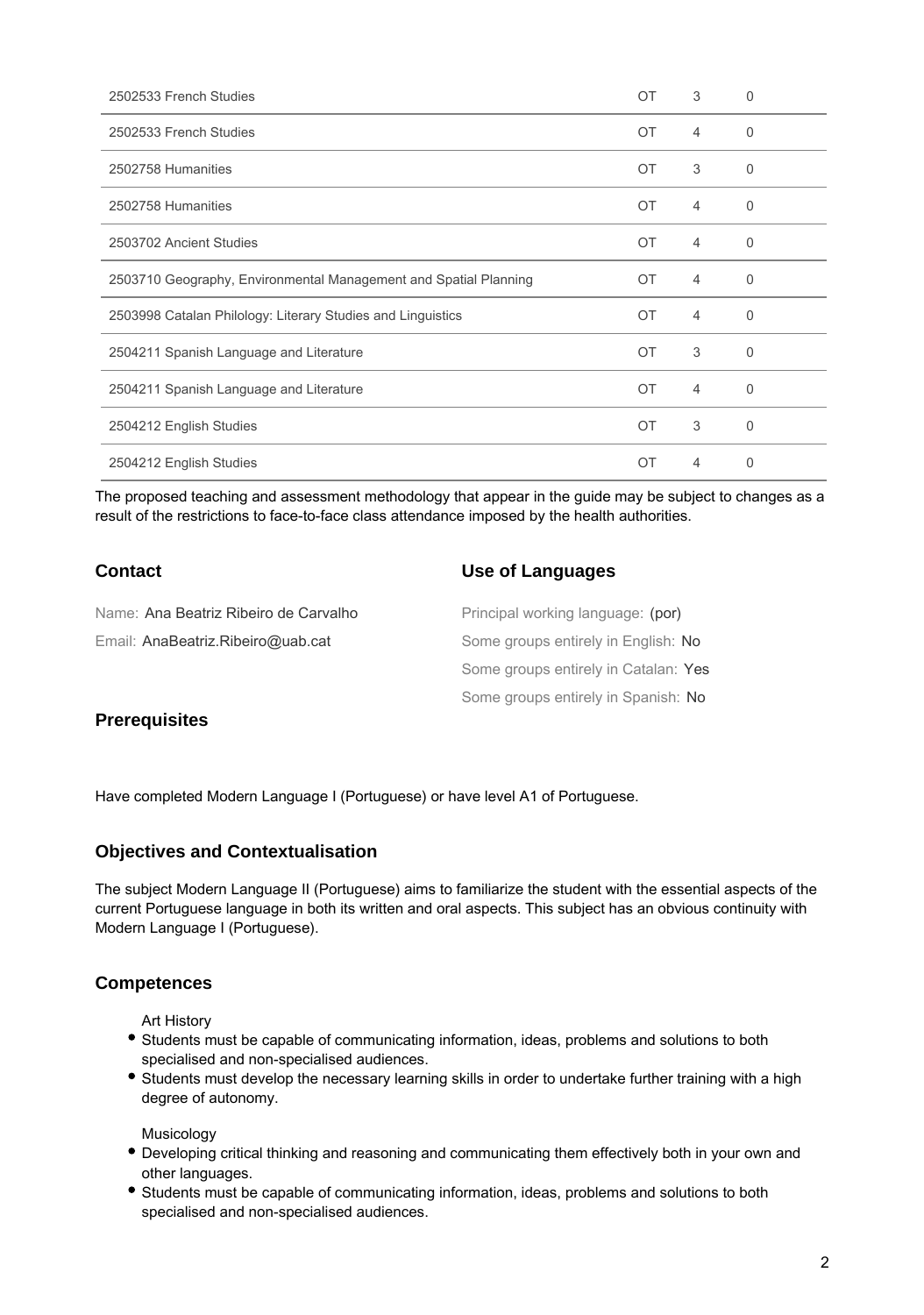| | | | |
|---|---|---|---|
| 2502533 French Studies | OT | 3 | 0 |
| 2502533 French Studies | OT | 4 | 0 |
| 2502758 Humanities | OT | 3 | 0 |
| 2502758 Humanities | OT | 4 | 0 |
| 2503702 Ancient Studies | OT | 4 | 0 |
| 2503710 Geography, Environmental Management and Spatial Planning | OT | 4 | 0 |
| 2503998 Catalan Philology: Literary Studies and Linguistics | OT | 4 | 0 |
| 2504211 Spanish Language and Literature | OT | 3 | 0 |
| 2504211 Spanish Language and Literature | OT | 4 | 0 |
| 2504212 English Studies | OT | 3 | 0 |
| 2504212 English Studies | OT | 4 | 0 |

The proposed teaching and assessment methodology that appear in the guide may be subject to changes as a result of the restrictions to face-to-face class attendance imposed by the health authorities.

## Contact

Name: Ana Beatriz Ribeiro de Carvalho

Email: AnaBeatriz.Ribeiro@uab.cat

## Use of Languages

Principal working language: (por)

Some groups entirely in English: No

Some groups entirely in Catalan: Yes

Some groups entirely in Spanish: No

## Prerequisites

Have completed Modern Language I (Portuguese) or have level A1 of Portuguese.

## Objectives and Contextualisation

The subject Modern Language II (Portuguese) aims to familiarize the student with the essential aspects of the current Portuguese language in both its written and oral aspects. This subject has an obvious continuity with Modern Language I (Portuguese).

## Competences

Art History

- Students must be capable of communicating information, ideas, problems and solutions to both specialised and non-specialised audiences.
- Students must develop the necessary learning skills in order to undertake further training with a high degree of autonomy.

Musicology

- Developing critical thinking and reasoning and communicating them effectively both in your own and other languages.
- Students must be capable of communicating information, ideas, problems and solutions to both specialised and non-specialised audiences.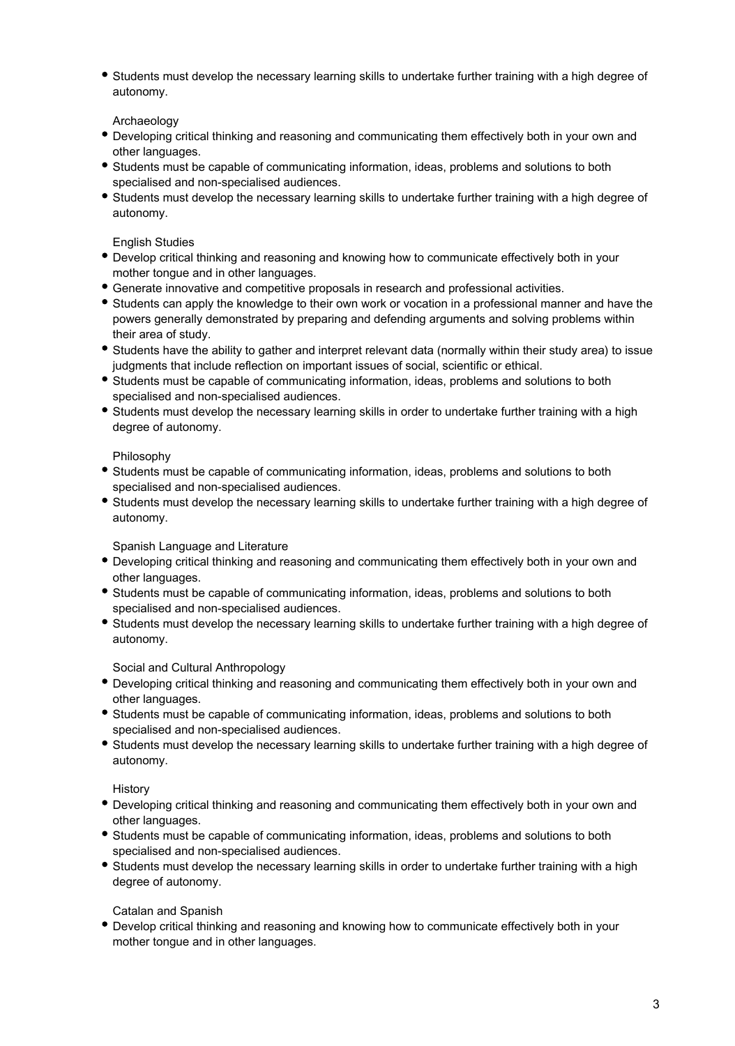- Students must develop the necessary learning skills to undertake further training with a high degree of autonomy.

Archaeology

- Developing critical thinking and reasoning and communicating them effectively both in your own and other languages.
- Students must be capable of communicating information, ideas, problems and solutions to both specialised and non-specialised audiences.
- Students must develop the necessary learning skills to undertake further training with a high degree of autonomy.

English Studies

- Develop critical thinking and reasoning and knowing how to communicate effectively both in your mother tongue and in other languages.
- Generate innovative and competitive proposals in research and professional activities.
- Students can apply the knowledge to their own work or vocation in a professional manner and have the powers generally demonstrated by preparing and defending arguments and solving problems within their area of study.
- Students have the ability to gather and interpret relevant data (normally within their study area) to issue judgments that include reflection on important issues of social, scientific or ethical.
- Students must be capable of communicating information, ideas, problems and solutions to both specialised and non-specialised audiences.
- Students must develop the necessary learning skills in order to undertake further training with a high degree of autonomy.

Philosophy

- Students must be capable of communicating information, ideas, problems and solutions to both specialised and non-specialised audiences.
- Students must develop the necessary learning skills to undertake further training with a high degree of autonomy.

Spanish Language and Literature

- Developing critical thinking and reasoning and communicating them effectively both in your own and other languages.
- Students must be capable of communicating information, ideas, problems and solutions to both specialised and non-specialised audiences.
- Students must develop the necessary learning skills to undertake further training with a high degree of autonomy.

Social and Cultural Anthropology

- Developing critical thinking and reasoning and communicating them effectively both in your own and other languages.
- Students must be capable of communicating information, ideas, problems and solutions to both specialised and non-specialised audiences.
- Students must develop the necessary learning skills to undertake further training with a high degree of autonomy.

History

- Developing critical thinking and reasoning and communicating them effectively both in your own and other languages.
- Students must be capable of communicating information, ideas, problems and solutions to both specialised and non-specialised audiences.
- Students must develop the necessary learning skills in order to undertake further training with a high degree of autonomy.

Catalan and Spanish

- Develop critical thinking and reasoning and knowing how to communicate effectively both in your mother tongue and in other languages.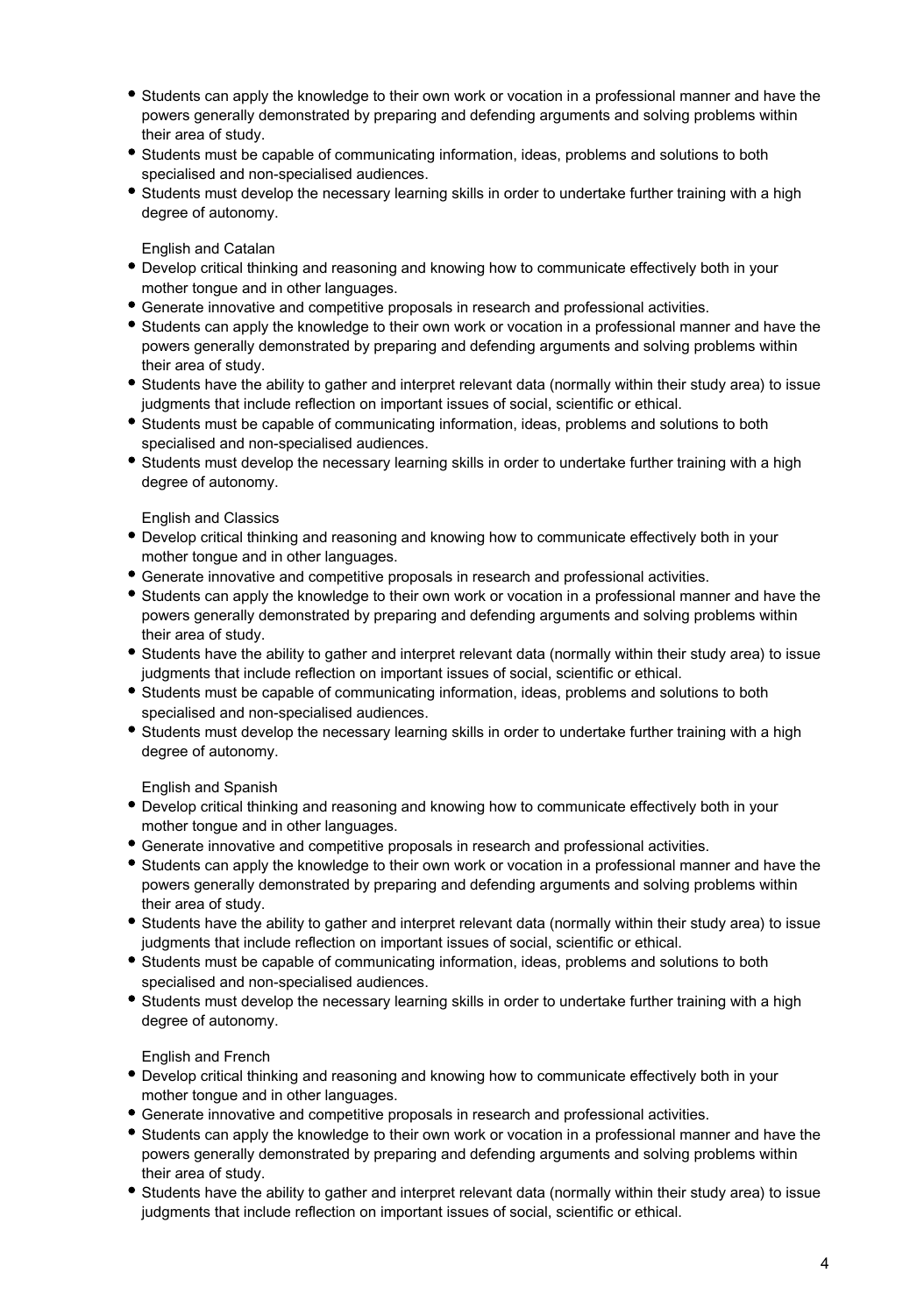- Students can apply the knowledge to their own work or vocation in a professional manner and have the powers generally demonstrated by preparing and defending arguments and solving problems within their area of study.
- Students must be capable of communicating information, ideas, problems and solutions to both specialised and non-specialised audiences.
- Students must develop the necessary learning skills in order to undertake further training with a high degree of autonomy.

English and Catalan

- Develop critical thinking and reasoning and knowing how to communicate effectively both in your mother tongue and in other languages.
- Generate innovative and competitive proposals in research and professional activities.
- Students can apply the knowledge to their own work or vocation in a professional manner and have the powers generally demonstrated by preparing and defending arguments and solving problems within their area of study.
- Students have the ability to gather and interpret relevant data (normally within their study area) to issue judgments that include reflection on important issues of social, scientific or ethical.
- Students must be capable of communicating information, ideas, problems and solutions to both specialised and non-specialised audiences.
- Students must develop the necessary learning skills in order to undertake further training with a high degree of autonomy.

English and Classics

- Develop critical thinking and reasoning and knowing how to communicate effectively both in your mother tongue and in other languages.
- Generate innovative and competitive proposals in research and professional activities.
- Students can apply the knowledge to their own work or vocation in a professional manner and have the powers generally demonstrated by preparing and defending arguments and solving problems within their area of study.
- Students have the ability to gather and interpret relevant data (normally within their study area) to issue judgments that include reflection on important issues of social, scientific or ethical.
- Students must be capable of communicating information, ideas, problems and solutions to both specialised and non-specialised audiences.
- Students must develop the necessary learning skills in order to undertake further training with a high degree of autonomy.

English and Spanish

- Develop critical thinking and reasoning and knowing how to communicate effectively both in your mother tongue and in other languages.
- Generate innovative and competitive proposals in research and professional activities.
- Students can apply the knowledge to their own work or vocation in a professional manner and have the powers generally demonstrated by preparing and defending arguments and solving problems within their area of study.
- Students have the ability to gather and interpret relevant data (normally within their study area) to issue judgments that include reflection on important issues of social, scientific or ethical.
- Students must be capable of communicating information, ideas, problems and solutions to both specialised and non-specialised audiences.
- Students must develop the necessary learning skills in order to undertake further training with a high degree of autonomy.

English and French

- Develop critical thinking and reasoning and knowing how to communicate effectively both in your mother tongue and in other languages.
- Generate innovative and competitive proposals in research and professional activities.
- Students can apply the knowledge to their own work or vocation in a professional manner and have the powers generally demonstrated by preparing and defending arguments and solving problems within their area of study.
- Students have the ability to gather and interpret relevant data (normally within their study area) to issue judgments that include reflection on important issues of social, scientific or ethical.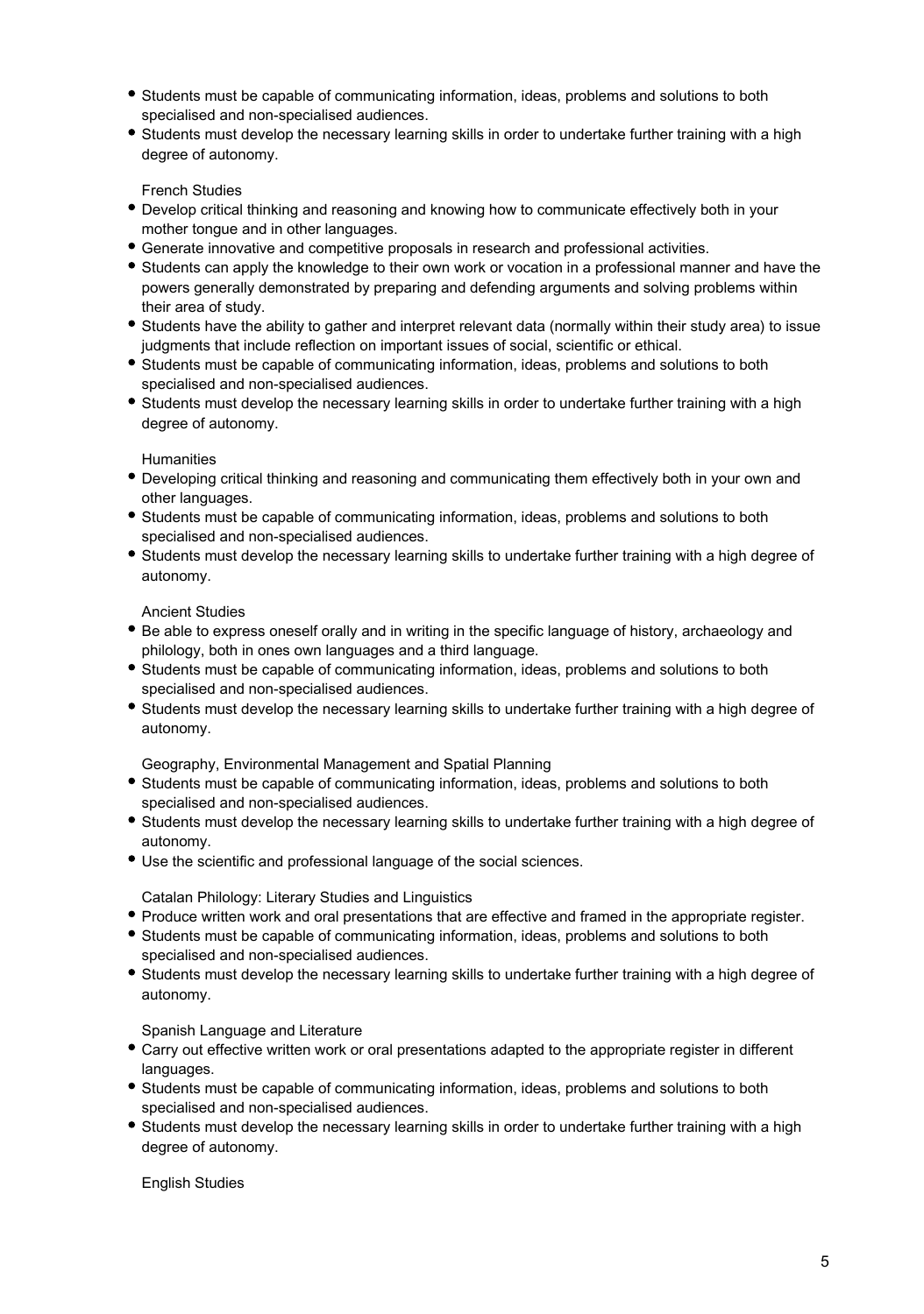- Students must be capable of communicating information, ideas, problems and solutions to both specialised and non-specialised audiences.
- Students must develop the necessary learning skills in order to undertake further training with a high degree of autonomy.

French Studies

- Develop critical thinking and reasoning and knowing how to communicate effectively both in your mother tongue and in other languages.
- Generate innovative and competitive proposals in research and professional activities.
- Students can apply the knowledge to their own work or vocation in a professional manner and have the powers generally demonstrated by preparing and defending arguments and solving problems within their area of study.
- Students have the ability to gather and interpret relevant data (normally within their study area) to issue judgments that include reflection on important issues of social, scientific or ethical.
- Students must be capable of communicating information, ideas, problems and solutions to both specialised and non-specialised audiences.
- Students must develop the necessary learning skills in order to undertake further training with a high degree of autonomy.

Humanities

- Developing critical thinking and reasoning and communicating them effectively both in your own and other languages.
- Students must be capable of communicating information, ideas, problems and solutions to both specialised and non-specialised audiences.
- Students must develop the necessary learning skills to undertake further training with a high degree of autonomy.

Ancient Studies

- Be able to express oneself orally and in writing in the specific language of history, archaeology and philology, both in ones own languages and a third language.
- Students must be capable of communicating information, ideas, problems and solutions to both specialised and non-specialised audiences.
- Students must develop the necessary learning skills to undertake further training with a high degree of autonomy.

Geography, Environmental Management and Spatial Planning

- Students must be capable of communicating information, ideas, problems and solutions to both specialised and non-specialised audiences.
- Students must develop the necessary learning skills to undertake further training with a high degree of autonomy.
- Use the scientific and professional language of the social sciences.

Catalan Philology: Literary Studies and Linguistics

- Produce written work and oral presentations that are effective and framed in the appropriate register.
- Students must be capable of communicating information, ideas, problems and solutions to both specialised and non-specialised audiences.
- Students must develop the necessary learning skills to undertake further training with a high degree of autonomy.

Spanish Language and Literature

- Carry out effective written work or oral presentations adapted to the appropriate register in different languages.
- Students must be capable of communicating information, ideas, problems and solutions to both specialised and non-specialised audiences.
- Students must develop the necessary learning skills in order to undertake further training with a high degree of autonomy.

English Studies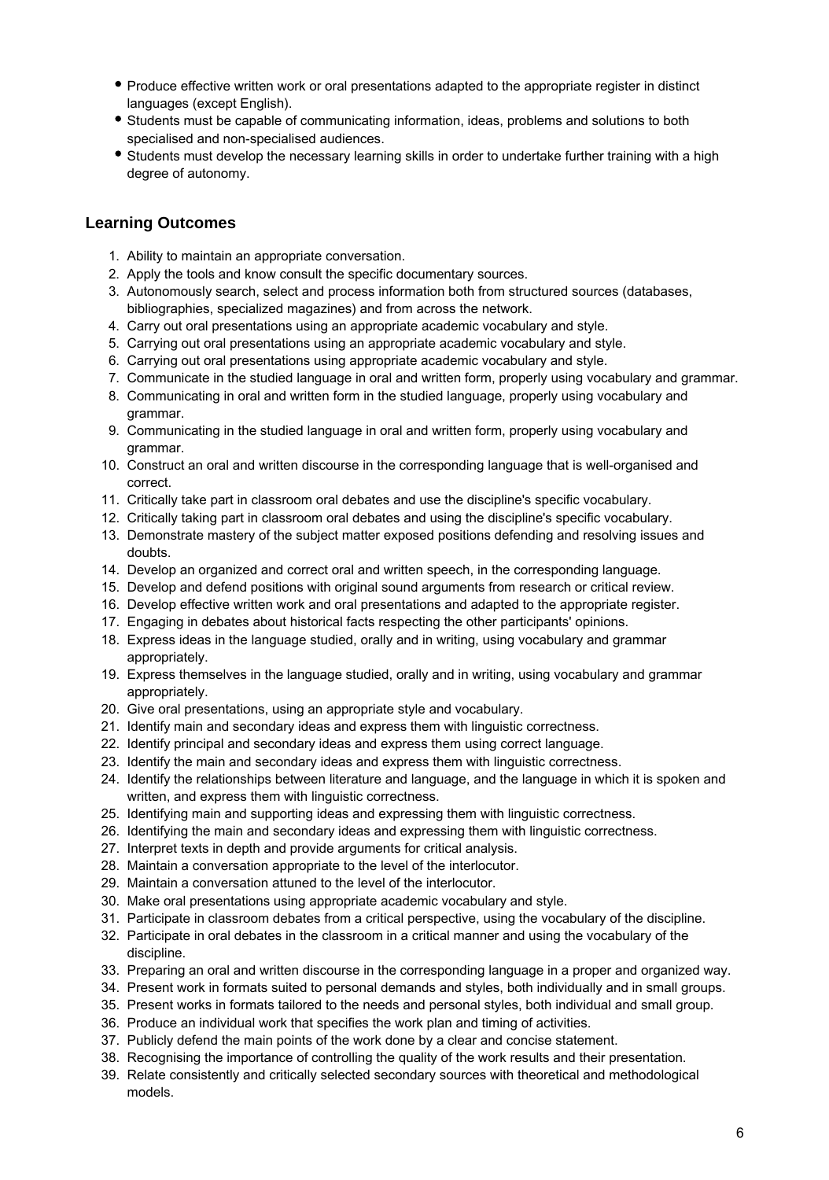- Produce effective written work or oral presentations adapted to the appropriate register in distinct languages (except English).
- Students must be capable of communicating information, ideas, problems and solutions to both specialised and non-specialised audiences.
- Students must develop the necessary learning skills in order to undertake further training with a high degree of autonomy.

## Learning Outcomes

1. Ability to maintain an appropriate conversation.
2. Apply the tools and know consult the specific documentary sources.
3. Autonomously search, select and process information both from structured sources (databases, bibliographies, specialized magazines) and from across the network.
4. Carry out oral presentations using an appropriate academic vocabulary and style.
5. Carrying out oral presentations using an appropriate academic vocabulary and style.
6. Carrying out oral presentations using appropriate academic vocabulary and style.
7. Communicate in the studied language in oral and written form, properly using vocabulary and grammar.
8. Communicating in oral and written form in the studied language, properly using vocabulary and grammar.
9. Communicating in the studied language in oral and written form, properly using vocabulary and grammar.
10. Construct an oral and written discourse in the corresponding language that is well-organised and correct.
11. Critically take part in classroom oral debates and use the discipline's specific vocabulary.
12. Critically taking part in classroom oral debates and using the discipline's specific vocabulary.
13. Demonstrate mastery of the subject matter exposed positions defending and resolving issues and doubts.
14. Develop an organized and correct oral and written speech, in the corresponding language.
15. Develop and defend positions with original sound arguments from research or critical review.
16. Develop effective written work and oral presentations and adapted to the appropriate register.
17. Engaging in debates about historical facts respecting the other participants' opinions.
18. Express ideas in the language studied, orally and in writing, using vocabulary and grammar appropriately.
19. Express themselves in the language studied, orally and in writing, using vocabulary and grammar appropriately.
20. Give oral presentations, using an appropriate style and vocabulary.
21. Identify main and secondary ideas and express them with linguistic correctness.
22. Identify principal and secondary ideas and express them using correct language.
23. Identify the main and secondary ideas and express them with linguistic correctness.
24. Identify the relationships between literature and language, and the language in which it is spoken and written, and express them with linguistic correctness.
25. Identifying main and supporting ideas and expressing them with linguistic correctness.
26. Identifying the main and secondary ideas and expressing them with linguistic correctness.
27. Interpret texts in depth and provide arguments for critical analysis.
28. Maintain a conversation appropriate to the level of the interlocutor.
29. Maintain a conversation attuned to the level of the interlocutor.
30. Make oral presentations using appropriate academic vocabulary and style.
31. Participate in classroom debates from a critical perspective, using the vocabulary of the discipline.
32. Participate in oral debates in the classroom in a critical manner and using the vocabulary of the discipline.
33. Preparing an oral and written discourse in the corresponding language in a proper and organized way.
34. Present work in formats suited to personal demands and styles, both individually and in small groups.
35. Present works in formats tailored to the needs and personal styles, both individual and small group.
36. Produce an individual work that specifies the work plan and timing of activities.
37. Publicly defend the main points of the work done by a clear and concise statement.
38. Recognising the importance of controlling the quality of the work results and their presentation.
39. Relate consistently and critically selected secondary sources with theoretical and methodological models.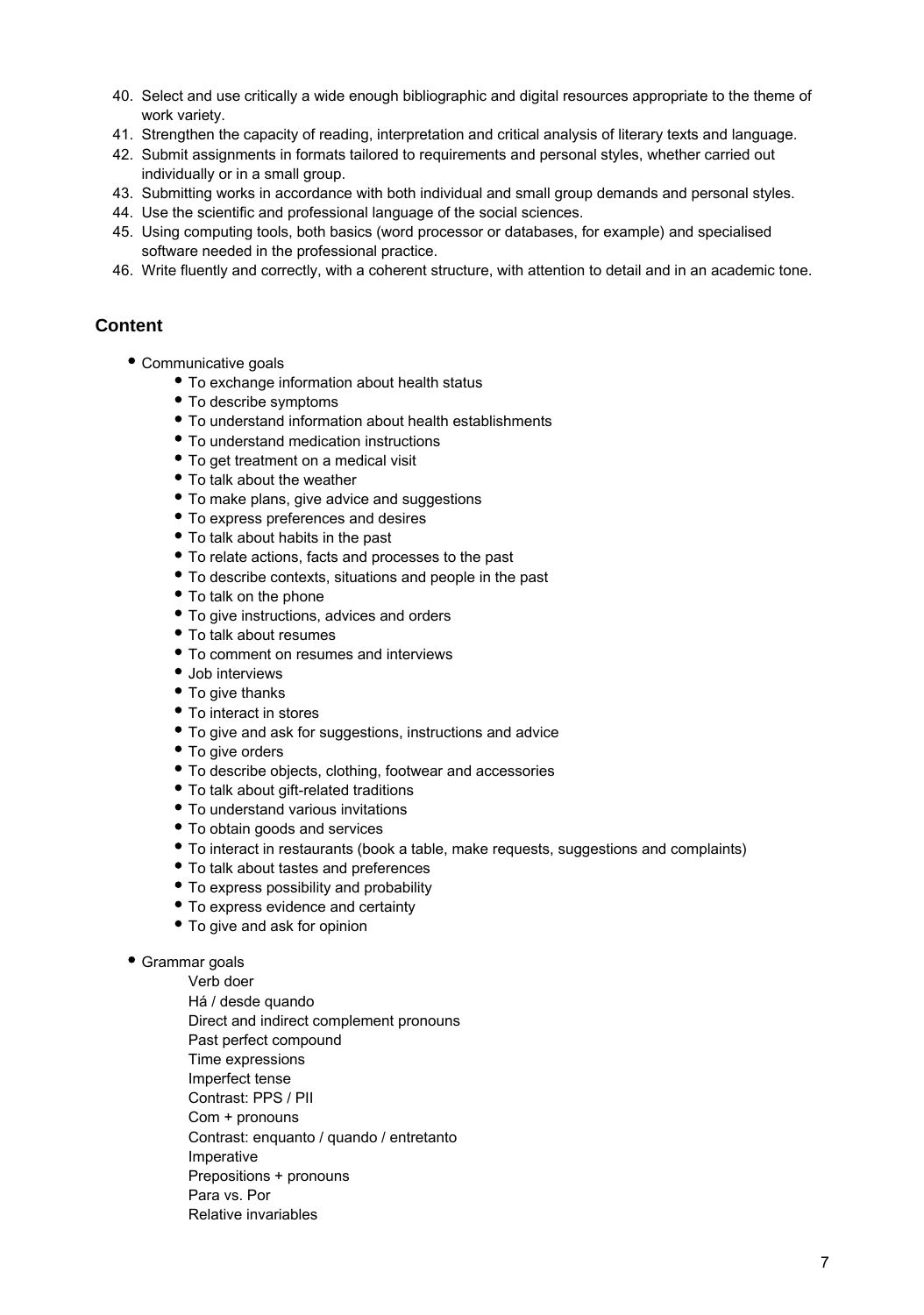40. Select and use critically a wide enough bibliographic and digital resources appropriate to the theme of work variety.
41. Strengthen the capacity of reading, interpretation and critical analysis of literary texts and language.
42. Submit assignments in formats tailored to requirements and personal styles, whether carried out individually or in a small group.
43. Submitting works in accordance with both individual and small group demands and personal styles.
44. Use the scientific and professional language of the social sciences.
45. Using computing tools, both basics (word processor or databases, for example) and specialised software needed in the professional practice.
46. Write fluently and correctly, with a coherent structure, with attention to detail and in an academic tone.

## Content

- Communicative goals
  - To exchange information about health status
  - To describe symptoms
  - To understand information about health establishments
  - To understand medication instructions
  - To get treatment on a medical visit
  - To talk about the weather
  - To make plans, give advice and suggestions
  - To express preferences and desires
  - To talk about habits in the past
  - To relate actions, facts and processes to the past
  - To describe contexts, situations and people in the past
  - To talk on the phone
  - To give instructions, advices and orders
  - To talk about resumes
  - To comment on resumes and interviews
  - Job interviews
  - To give thanks
  - To interact in stores
  - To give and ask for suggestions, instructions and advice
  - To give orders
  - To describe objects, clothing, footwear and accessories
  - To talk about gift-related traditions
  - To understand various invitations
  - To obtain goods and services
  - To interact in restaurants (book a table, make requests, suggestions and complaints)
  - To talk about tastes and preferences
  - To express possibility and probability
  - To express evidence and certainty
  - To give and ask for opinion

- Grammar goals

  Verb doer
  Há / desde quando
  Direct and indirect complement pronouns
  Past perfect compound
  Time expressions
  Imperfect tense
  Contrast: PPS / PII
  Com + pronouns
  Contrast: enquanto / quando / entretanto
  Imperative
  Prepositions + pronouns
  Para vs. Por
  Relative invariables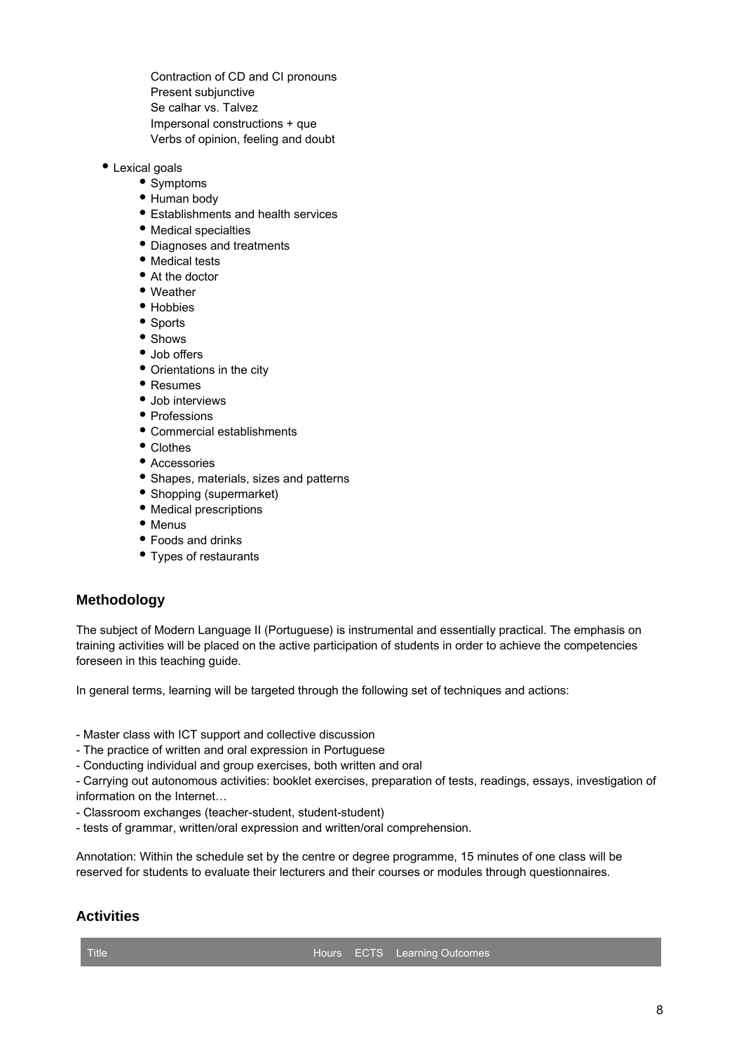Contraction of CD and CI pronouns
Present subjunctive
Se calhar vs. Talvez
Impersonal constructions + que
Verbs of opinion, feeling and doubt

- Lexical goals
    - Symptoms
    - Human body
    - Establishments and health services
    - Medical specialties
    - Diagnoses and treatments
    - Medical tests
    - At the doctor
    - Weather
    - Hobbies
    - Sports
    - Shows
    - Job offers
    - Orientations in the city
    - Resumes
    - Job interviews
    - Professions
    - Commercial establishments
    - Clothes
    - Accessories
    - Shapes, materials, sizes and patterns
    - Shopping (supermarket)
    - Medical prescriptions
    - Menus
    - Foods and drinks
    - Types of restaurants

## Methodology

The subject of Modern Language II (Portuguese) is instrumental and essentially practical. The emphasis on training activities will be placed on the active participation of students in order to achieve the competencies foreseen in this teaching guide.

In general terms, learning will be targeted through the following set of techniques and actions:

- Master class with ICT support and collective discussion
- The practice of written and oral expression in Portuguese
- Conducting individual and group exercises, both written and oral
- Carrying out autonomous activities: booklet exercises, preparation of tests, readings, essays, investigation of information on the Internet…
- Classroom exchanges (teacher-student, student-student)
- tests of grammar, written/oral expression and written/oral comprehension.

Annotation: Within the schedule set by the centre or degree programme, 15 minutes of one class will be reserved for students to evaluate their lecturers and their courses or modules through questionnaires.

## Activities

| Title | Hours | ECTS | Learning Outcomes |
| --- | --- | --- | --- |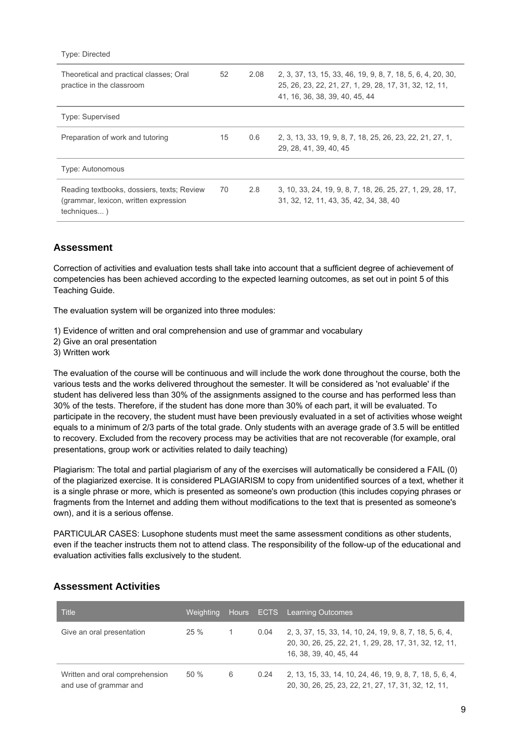| Title | Hours | ECTS | Learning Outcomes |
|---|---|---|---|
| Type: Directed | | | |
| Theoretical and practical classes; Oral practice in the classroom | 52 | 2.08 | 2, 3, 37, 13, 15, 33, 46, 19, 9, 8, 7, 18, 5, 6, 4, 20, 30, 25, 26, 23, 22, 21, 27, 1, 29, 28, 17, 31, 32, 12, 11, 41, 16, 36, 38, 39, 40, 45, 44 |
| Type: Supervised | | | |
| Preparation of work and tutoring | 15 | 0.6 | 2, 3, 13, 33, 19, 9, 8, 7, 18, 25, 26, 23, 22, 21, 27, 1, 29, 28, 41, 39, 40, 45 |
| Type: Autonomous | | | |
| Reading textbooks, dossiers, texts; Review (grammar, lexicon, written expression techniques... ) | 70 | 2.8 | 3, 10, 33, 24, 19, 9, 8, 7, 18, 26, 25, 27, 1, 29, 28, 17, 31, 32, 12, 11, 43, 35, 42, 34, 38, 40 |

## Assessment

Correction of activities and evaluation tests shall take into account that a sufficient degree of achievement of competencies has been achieved according to the expected learning outcomes, as set out in point 5 of this Teaching Guide.

The evaluation system will be organized into three modules:

1) Evidence of written and oral comprehension and use of grammar and vocabulary
2) Give an oral presentation
3) Written work

The evaluation of the course will be continuous and will include the work done throughout the course, both the various tests and the works delivered throughout the semester. It will be considered as 'not evaluable' if the student has delivered less than 30% of the assignments assigned to the course and has performed less than 30% of the tests. Therefore, if the student has done more than 30% of each part, it will be evaluated. To participate in the recovery, the student must have been previously evaluated in a set of activities whose weight equals to a minimum of 2/3 parts of the total grade. Only students with an average grade of 3.5 will be entitled to recovery. Excluded from the recovery process may be activities that are not recoverable (for example, oral presentations, group work or activities related to daily teaching)

Plagiarism: The total and partial plagiarism of any of the exercises will automatically be considered a FAIL (0) of the plagiarized exercise. It is considered PLAGIARISM to copy from unidentified sources of a text, whether it is a single phrase or more, which is presented as someone's own production (this includes copying phrases or fragments from the Internet and adding them without modifications to the text that is presented as someone's own), and it is a serious offense.

PARTICULAR CASES: Lusophone students must meet the same assessment conditions as other students, even if the teacher instructs them not to attend class. The responsibility of the follow-up of the educational and evaluation activities falls exclusively to the student.

## Assessment Activities

| Title | Weighting | Hours | ECTS | Learning Outcomes |
|---|---|---|---|---|
| Give an oral presentation | 25 % | 1 | 0.04 | 2, 3, 37, 15, 33, 14, 10, 24, 19, 9, 8, 7, 18, 5, 6, 4, 20, 30, 26, 25, 22, 21, 1, 29, 28, 17, 31, 32, 12, 11, 16, 38, 39, 40, 45, 44 |
| Written and oral comprehension and use of grammar and | 50 % | 6 | 0.24 | 2, 13, 15, 33, 14, 10, 24, 46, 19, 9, 8, 7, 18, 5, 6, 4, 20, 30, 26, 25, 23, 22, 21, 27, 17, 31, 32, 12, 11, |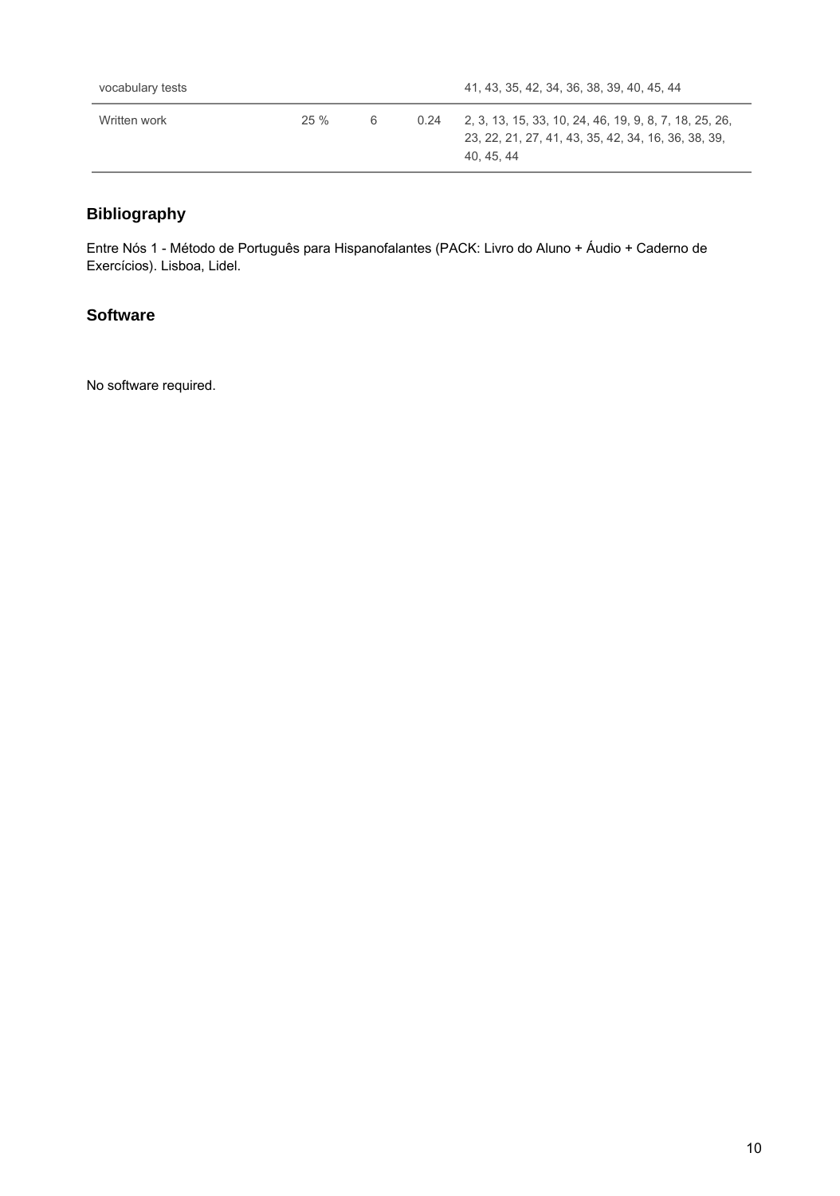| | | | | |
|---|---|---|---|---|
| vocabulary tests | | | | 41, 43, 35, 42, 34, 36, 38, 39, 40, 45, 44 |
| Written work | 25 % | 6 | 0.24 | 2, 3, 13, 15, 33, 10, 24, 46, 19, 9, 8, 7, 18, 25, 26, 23, 22, 21, 27, 41, 43, 35, 42, 34, 16, 36, 38, 39, 40, 45, 44 |

### Bibliography

Entre Nós 1 - Método de Português para Hispanofalantes (PACK: Livro do Aluno + Áudio + Caderno de Exercícios). Lisboa, Lidel.

### Software

No software required.